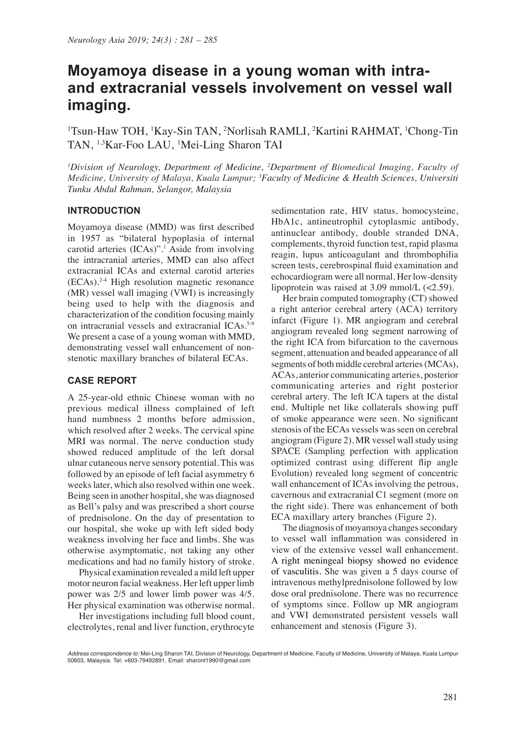# Moyamoya disease in a young woman with intra- and extracranial vessels involvement on vessel wall imaging.

[1]Tsun-Haw TOH, [1]Kay-Sin TAN, [2]Norlisah RAMLI, [2]Kartini RAHMAT, [1]Chong-Tin TAN, [1,3]Kar-Foo LAU, [1]Mei-Ling Sharon TAI

*[1]Division of Neurology, Department of Medicine, [2]Department of Biomedical Imaging, Faculty of Medicine, University of Malaya, Kuala Lumpur; [3]Faculty of Medicine & Health Sciences, Universiti Tunku Abdul Rahman, Selangor, Malaysia*

## INTRODUCTION

Moyamoya disease (MMD) was first described in 1957 as "bilateral hypoplasia of internal carotid arteries (ICAs)".[1] Aside from involving the intracranial arteries, MMD can also affect extracranial ICAs and external carotid arteries (ECAs).[2-4] High resolution magnetic resonance (MR) vessel wall imaging (VWI) is increasingly being used to help with the diagnosis and characterization of the condition focusing mainly on intracranial vessels and extracranial ICAs.[5-9] We present a case of a young woman with MMD, demonstrating vessel wall enhancement of non-stenotic maxillary branches of bilateral ECAs.

## CASE REPORT

A 25-year-old ethnic Chinese woman with no previous medical illness complained of left hand numbness 2 months before admission, which resolved after 2 weeks. The cervical spine MRI was normal. The nerve conduction study showed reduced amplitude of the left dorsal ulnar cutaneous nerve sensory potential. This was followed by an episode of left facial asymmetry 6 weeks later, which also resolved within one week. Being seen in another hospital, she was diagnosed as Bell's palsy and was prescribed a short course of prednisolone. On the day of presentation to our hospital, she woke up with left sided body weakness involving her face and limbs. She was otherwise asymptomatic, not taking any other medications and had no family history of stroke.

Physical examination revealed a mild left upper motor neuron facial weakness. Her left upper limb power was 2/5 and lower limb power was 4/5. Her physical examination was otherwise normal.

Her investigations including full blood count, electrolytes, renal and liver function, erythrocyte sedimentation rate, HIV status, homocysteine, HbA1c, antineutrophil cytoplasmic antibody, antinuclear antibody, double stranded DNA, complements, thyroid function test, rapid plasma reagin, lupus anticoagulant and thrombophilia screen tests, cerebrospinal fluid examination and echocardiogram were all normal. Her low-density lipoprotein was raised at 3.09 mmol/L (<2.59).

Her brain computed tomography (CT) showed a right anterior cerebral artery (ACA) territory infarct (Figure 1). MR angiogram and cerebral angiogram revealed long segment narrowing of the right ICA from bifurcation to the cavernous segment, attenuation and beaded appearance of all segments of both middle cerebral arteries (MCAs), ACAs, anterior communicating arteries, posterior communicating arteries and right posterior cerebral artery. The left ICA tapers at the distal end. Multiple net like collaterals showing puff of smoke appearance were seen. No significant stenosis of the ECAs vessels was seen on cerebral angiogram (Figure 2). MR vessel wall study using SPACE (Sampling perfection with application optimized contrast using different flip angle Evolution) revealed long segment of concentric wall enhancement of ICAs involving the petrous, cavernous and extracranial C1 segment (more on the right side). There was enhancement of both ECA maxillary artery branches (Figure 2).

The diagnosis of moyamoya changes secondary to vessel wall inflammation was considered in view of the extensive vessel wall enhancement. A right meningeal biopsy showed no evidence of vasculitis. She was given a 5 days course of intravenous methylprednisolone followed by low dose oral prednisolone. There was no recurrence of symptoms since. Follow up MR angiogram and VWI demonstrated persistent vessels wall enhancement and stenosis (Figure 3).

*Address correspondence to:* Mei-Ling Sharon TAI, Division of Neurology, Department of Medicine, Faculty of Medicine, University of Malaya, Kuala Lumpur 50603, Malaysia. Tel: +603-79492891, Email: sharont1990@gmail.com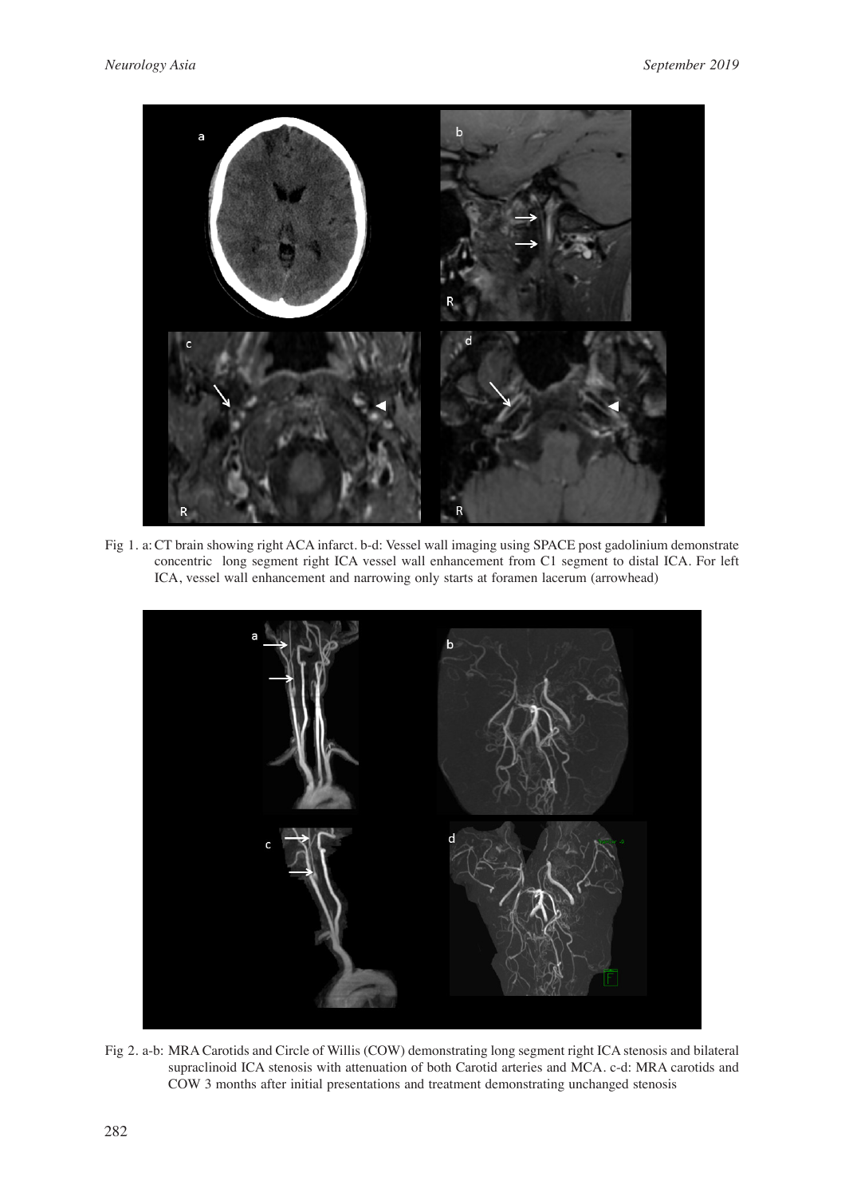Fig 1. a: CT brain showing right ACA infarct. b-d: Vessel wall imaging using SPACE post gadolinium demonstrate concentric long segment right ICA vessel wall enhancement from C1 segment to distal ICA. For left ICA, vessel wall enhancement and narrowing only starts at foramen lacerum (arrowhead)

Fig 2. a-b: MRA Carotids and Circle of Willis (COW) demonstrating long segment right ICA stenosis and bilateral supraclinoid ICA stenosis with attenuation of both Carotid arteries and MCA. c-d: MRA carotids and COW 3 months after initial presentations and treatment demonstrating unchanged stenosis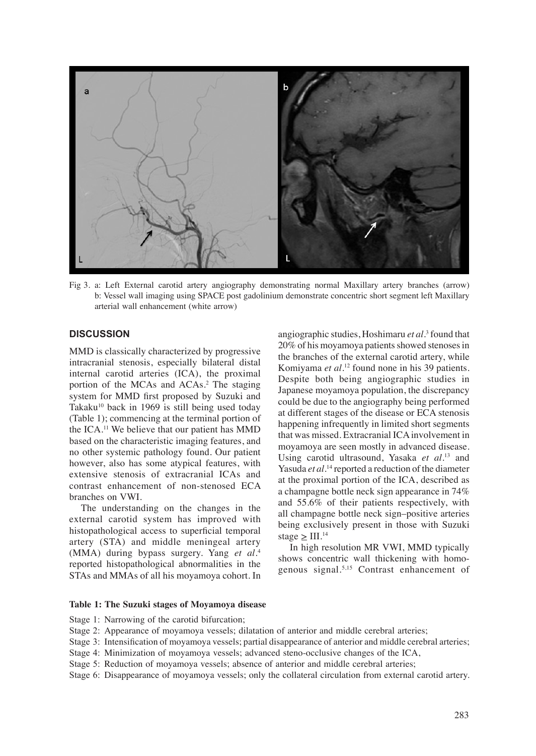Fig 3. a: Left External carotid artery angiography demonstrating normal Maxillary artery branches (arrow) b: Vessel wall imaging using SPACE post gadolinium demonstrate concentric short segment left Maxillary arterial wall enhancement (white arrow)

## DISCUSSION

MMD is classically characterized by progressive intracranial stenosis, especially bilateral distal internal carotid arteries (ICA), the proximal portion of the MCAs and ACAs.[2] The staging system for MMD first proposed by Suzuki and Takaku[10] back in 1969 is still being used today (Table 1); commencing at the terminal portion of the ICA.[11] We believe that our patient has MMD based on the characteristic imaging features, and no other systemic pathology found. Our patient however, also has some atypical features, with extensive stenosis of extracranial ICAs and contrast enhancement of non-stenosed ECA branches on VWI.

The understanding on the changes in the external carotid system has improved with histopathological access to superficial temporal artery (STA) and middle meningeal artery (MMA) during bypass surgery. Yang *et al*.[4] reported histopathological abnormalities in the STAs and MMAs of all his moyamoya cohort. In angiographic studies, Hoshimaru *et al*.[3] found that 20% of his moyamoya patients showed stenoses in the branches of the external carotid artery, while Komiyama *et al*.[12] found none in his 39 patients. Despite both being angiographic studies in Japanese moyamoya population, the discrepancy could be due to the angiography being performed at different stages of the disease or ECA stenosis happening infrequently in limited short segments that was missed. Extracranial ICA involvement in moyamoya are seen mostly in advanced disease. Using carotid ultrasound, Yasaka *et al*.[13] and Yasuda *et al*.[14] reported a reduction of the diameter at the proximal portion of the ICA, described as a champagne bottle neck sign appearance in 74% and 55.6% of their patients respectively, with all champagne bottle neck sign–positive arteries being exclusively present in those with Suzuki stage ≥ III.[14]

In high resolution MR VWI, MMD typically shows concentric wall thickening with homogenous signal.[5,15] Contrast enhancement of

**Table 1: The Suzuki stages of Moyamoya disease**

Stage 1: Narrowing of the carotid bifurcation;
Stage 2: Appearance of moyamoya vessels; dilatation of anterior and middle cerebral arteries;
Stage 3: Intensification of moyamoya vessels; partial disappearance of anterior and middle cerebral arteries;
Stage 4: Minimization of moyamoya vessels; advanced steno-occlusive changes of the ICA,
Stage 5: Reduction of moyamoya vessels; absence of anterior and middle cerebral arteries;
Stage 6: Disappearance of moyamoya vessels; only the collateral circulation from external carotid artery.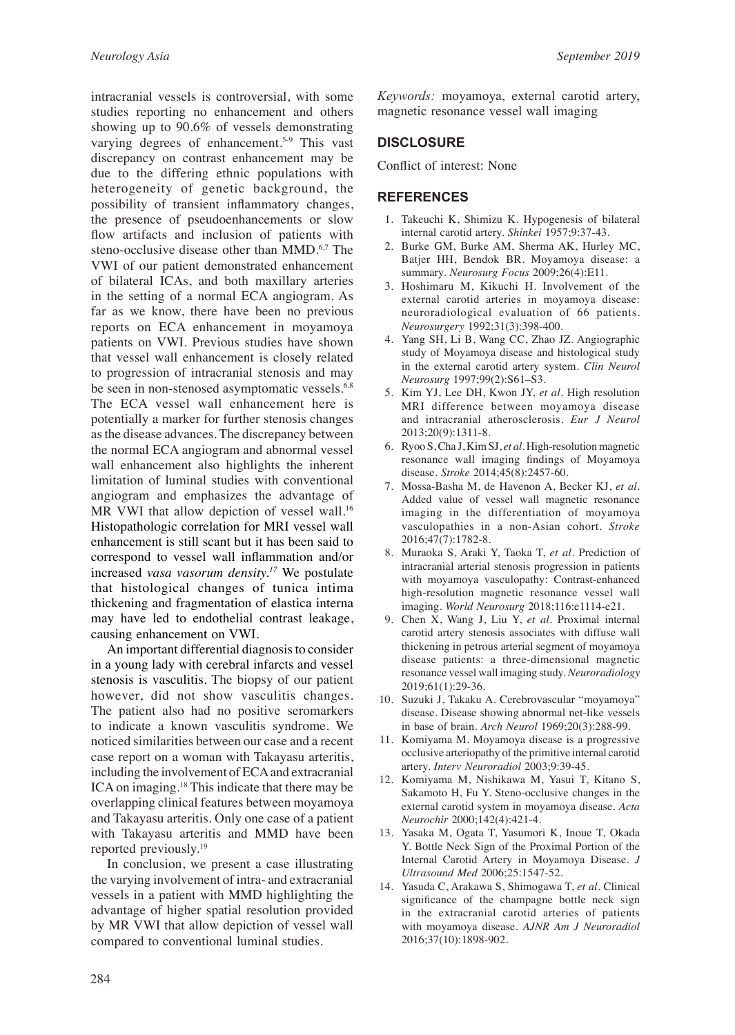intracranial vessels is controversial, with some studies reporting no enhancement and others showing up to 90.6% of vessels demonstrating varying degrees of enhancement.[5-9] This vast discrepancy on contrast enhancement may be due to the differing ethnic populations with heterogeneity of genetic background, the possibility of transient inflammatory changes, the presence of pseudoenhancements or slow flow artifacts and inclusion of patients with steno-occlusive disease other than MMD.[6,7] The VWI of our patient demonstrated enhancement of bilateral ICAs, and both maxillary arteries in the setting of a normal ECA angiogram. As far as we know, there have been no previous reports on ECA enhancement in moyamoya patients on VWI. Previous studies have shown that vessel wall enhancement is closely related to progression of intracranial stenosis and may be seen in non-stenosed asymptomatic vessels.[6,8] The ECA vessel wall enhancement here is potentially a marker for further stenosis changes as the disease advances. The discrepancy between the normal ECA angiogram and abnormal vessel wall enhancement also highlights the inherent limitation of luminal studies with conventional angiogram and emphasizes the advantage of MR VWI that allow depiction of vessel wall.[16] Histopathologic correlation for MRI vessel wall enhancement is still scant but it has been said to correspond to vessel wall inflammation and/or increased *vasa vasorum density*.[17] We postulate that histological changes of tunica intima thickening and fragmentation of elastica interna may have led to endothelial contrast leakage, causing enhancement on VWI.

An important differential diagnosis to consider in a young lady with cerebral infarcts and vessel stenosis is vasculitis. The biopsy of our patient however, did not show vasculitis changes. The patient also had no positive seromarkers to indicate a known vasculitis syndrome. We noticed similarities between our case and a recent case report on a woman with Takayasu arteritis, including the involvement of ECA and extracranial ICA on imaging.[18] This indicate that there may be overlapping clinical features between moyamoya and Takayasu arteritis. Only one case of a patient with Takayasu arteritis and MMD have been reported previously.[19]

In conclusion, we present a case illustrating the varying involvement of intra- and extracranial vessels in a patient with MMD highlighting the advantage of higher spatial resolution provided by MR VWI that allow depiction of vessel wall compared to conventional luminal studies.

*Keywords:* moyamoya, external carotid artery, magnetic resonance vessel wall imaging

## DISCLOSURE

Conflict of interest: None

## REFERENCES

1. Takeuchi K, Shimizu K. Hypogenesis of bilateral internal carotid artery. *Shinkei* 1957;9:37-43.
2. Burke GM, Burke AM, Sherma AK, Hurley MC, Batjer HH, Bendok BR. Moyamoya disease: a summary. *Neurosurg Focus* 2009;26(4):E11.
3. Hoshimaru M, Kikuchi H. Involvement of the external carotid arteries in moyamoya disease: neuroradiological evaluation of 66 patients. *Neurosurgery* 1992;31(3):398-400.
4. Yang SH, Li B, Wang CC, Zhao JZ. Angiographic study of Moyamoya disease and histological study in the external carotid artery system. *Clin Neurol Neurosurg* 1997;99(2):S61–S3.
5. Kim YJ, Lee DH, Kwon JY, *et al*. High resolution MRI difference between moyamoya disease and intracranial atherosclerosis. *Eur J Neurol* 2013;20(9):1311-8.
6. Ryoo S, Cha J, Kim SJ, *et al*. High-resolution magnetic resonance wall imaging findings of Moyamoya disease. *Stroke* 2014;45(8):2457-60.
7. Mossa-Basha M, de Havenon A, Becker KJ, *et al*. Added value of vessel wall magnetic resonance imaging in the differentiation of moyamoya vasculopathies in a non-Asian cohort. *Stroke* 2016;47(7):1782-8.
8. Muraoka S, Araki Y, Taoka T, *et al*. Prediction of intracranial arterial stenosis progression in patients with moyamoya vasculopathy: Contrast-enhanced high-resolution magnetic resonance vessel wall imaging. *World Neurosurg* 2018;116:e1114-e21.
9. Chen X, Wang J, Liu Y, *et al*. Proximal internal carotid artery stenosis associates with diffuse wall thickening in petrous arterial segment of moyamoya disease patients: a three-dimensional magnetic resonance vessel wall imaging study. *Neuroradiology* 2019;61(1):29-36.
10. Suzuki J, Takaku A. Cerebrovascular "moyamoya" disease. Disease showing abnormal net-like vessels in base of brain. *Arch Neurol* 1969;20(3):288-99.
11. Komiyama M. Moyamoya disease is a progressive occlusive arteriopathy of the primitive internal carotid artery. *Interv Neuroradiol* 2003;9:39-45.
12. Komiyama M, Nishikawa M, Yasui T, Kitano S, Sakamoto H, Fu Y. Steno-occlusive changes in the external carotid system in moyamoya disease. *Acta Neurochir* 2000;142(4):421-4.
13. Yasaka M, Ogata T, Yasumori K, Inoue T, Okada Y. Bottle Neck Sign of the Proximal Portion of the Internal Carotid Artery in Moyamoya Disease. *J Ultrasound Med* 2006;25:1547-52.
14. Yasuda C, Arakawa S, Shimogawa T, *et al*. Clinical significance of the champagne bottle neck sign in the extracranial carotid arteries of patients with moyamoya disease. *AJNR Am J Neuroradiol* 2016;37(10):1898-902.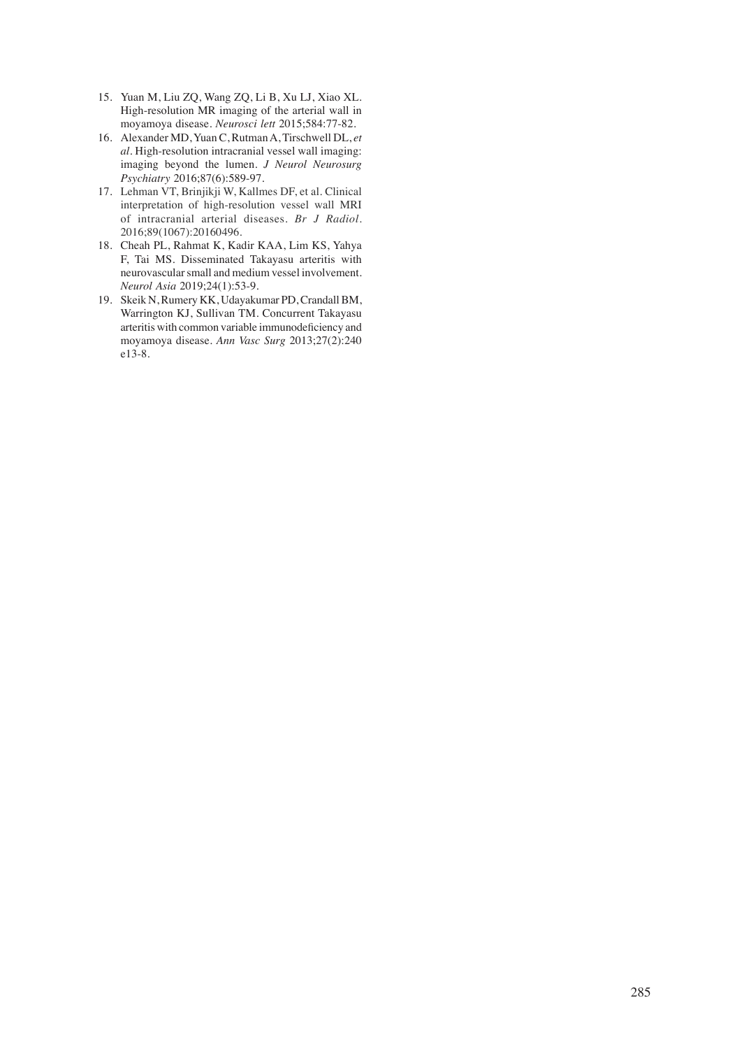15. Yuan M, Liu ZQ, Wang ZQ, Li B, Xu LJ, Xiao XL. High-resolution MR imaging of the arterial wall in moyamoya disease. *Neurosci lett* 2015;584:77-82.
16. Alexander MD, Yuan C, Rutman A, Tirschwell DL, *et al*. High-resolution intracranial vessel wall imaging: imaging beyond the lumen. *J Neurol Neurosurg Psychiatry* 2016;87(6):589-97.
17. Lehman VT, Brinjikji W, Kallmes DF, et al. Clinical interpretation of high-resolution vessel wall MRI of intracranial arterial diseases. *Br J Radiol*. 2016;89(1067):20160496.
18. Cheah PL, Rahmat K, Kadir KAA, Lim KS, Yahya F, Tai MS. Disseminated Takayasu arteritis with neurovascular small and medium vessel involvement. *Neurol Asia* 2019;24(1):53-9.
19. Skeik N, Rumery KK, Udayakumar PD, Crandall BM, Warrington KJ, Sullivan TM. Concurrent Takayasu arteritis with common variable immunodeficiency and moyamoya disease. *Ann Vasc Surg* 2013;27(2):240 e13-8.